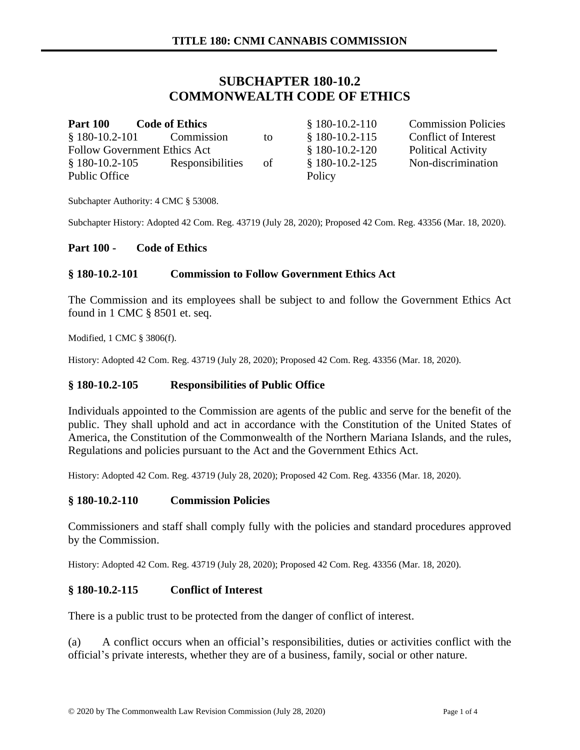# SUBCHAPTER 180-10.2
# COMMONWEALTH CODE OF ETHICS

**Part 100 Code of Ethics**

§ 180-10.2-101 Commission to Follow Government Ethics Act
§ 180-10.2-105 Responsibilities of Public Office
§ 180-10.2-110 Commission Policies
§ 180-10.2-115 Conflict of Interest
§ 180-10.2-120 Political Activity
§ 180-10.2-125 Non-discrimination Policy

Subchapter Authority: 4 CMC § 53008.

Subchapter History: Adopted 42 Com. Reg. 43719 (July 28, 2020); Proposed 42 Com. Reg. 43356 (Mar. 18, 2020).

## Part 100 - Code of Ethics

### § 180-10.2-101 Commission to Follow Government Ethics Act

The Commission and its employees shall be subject to and follow the Government Ethics Act found in 1 CMC § 8501 et. seq.

Modified, 1 CMC § 3806(f).

History: Adopted 42 Com. Reg. 43719 (July 28, 2020); Proposed 42 Com. Reg. 43356 (Mar. 18, 2020).

### § 180-10.2-105 Responsibilities of Public Office

Individuals appointed to the Commission are agents of the public and serve for the benefit of the public. They shall uphold and act in accordance with the Constitution of the United States of America, the Constitution of the Commonwealth of the Northern Mariana Islands, and the rules, Regulations and policies pursuant to the Act and the Government Ethics Act.

History: Adopted 42 Com. Reg. 43719 (July 28, 2020); Proposed 42 Com. Reg. 43356 (Mar. 18, 2020).

### § 180-10.2-110 Commission Policies

Commissioners and staff shall comply fully with the policies and standard procedures approved by the Commission.

History: Adopted 42 Com. Reg. 43719 (July 28, 2020); Proposed 42 Com. Reg. 43356 (Mar. 18, 2020).

### § 180-10.2-115 Conflict of Interest

There is a public trust to be protected from the danger of conflict of interest.

(a) A conflict occurs when an official's responsibilities, duties or activities conflict with the official's private interests, whether they are of a business, family, social or other nature.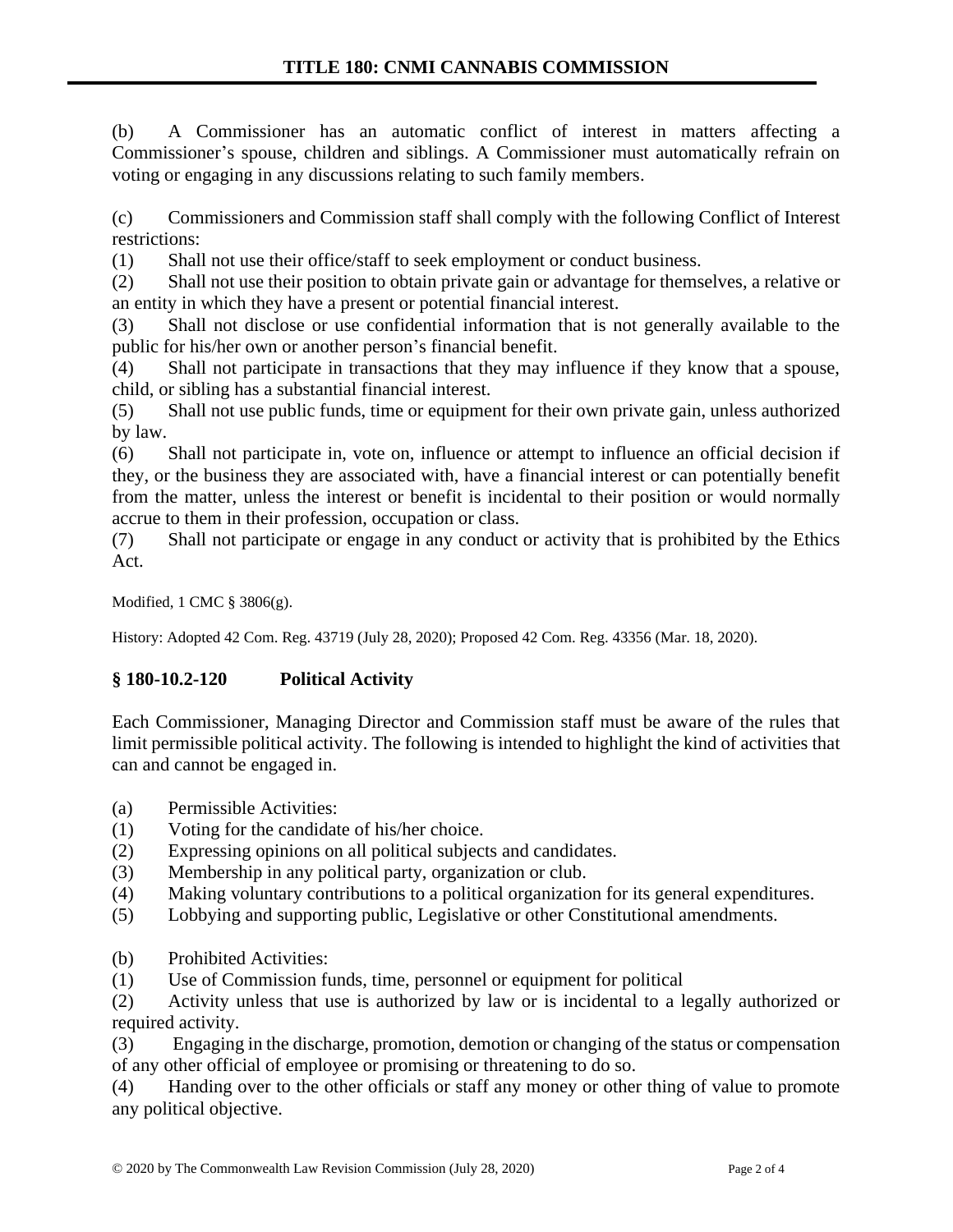(b) A Commissioner has an automatic conflict of interest in matters affecting a Commissioner's spouse, children and siblings. A Commissioner must automatically refrain on voting or engaging in any discussions relating to such family members.

(c) Commissioners and Commission staff shall comply with the following Conflict of Interest restrictions:

(1) Shall not use their office/staff to seek employment or conduct business.

(2) Shall not use their position to obtain private gain or advantage for themselves, a relative or an entity in which they have a present or potential financial interest.

(3) Shall not disclose or use confidential information that is not generally available to the public for his/her own or another person's financial benefit.

(4) Shall not participate in transactions that they may influence if they know that a spouse, child, or sibling has a substantial financial interest.

(5) Shall not use public funds, time or equipment for their own private gain, unless authorized by law.

(6) Shall not participate in, vote on, influence or attempt to influence an official decision if they, or the business they are associated with, have a financial interest or can potentially benefit from the matter, unless the interest or benefit is incidental to their position or would normally accrue to them in their profession, occupation or class.

(7) Shall not participate or engage in any conduct or activity that is prohibited by the Ethics Act.

Modified, 1 CMC § 3806(g).

History: Adopted 42 Com. Reg. 43719 (July 28, 2020); Proposed 42 Com. Reg. 43356 (Mar. 18, 2020).

### § 180-10.2-120 Political Activity

Each Commissioner, Managing Director and Commission staff must be aware of the rules that limit permissible political activity. The following is intended to highlight the kind of activities that can and cannot be engaged in.

(a) Permissible Activities:

(1) Voting for the candidate of his/her choice.

(2) Expressing opinions on all political subjects and candidates.

(3) Membership in any political party, organization or club.

(4) Making voluntary contributions to a political organization for its general expenditures.

(5) Lobbying and supporting public, Legislative or other Constitutional amendments.

(b) Prohibited Activities:

(1) Use of Commission funds, time, personnel or equipment for political

(2) Activity unless that use is authorized by law or is incidental to a legally authorized or required activity.

(3) Engaging in the discharge, promotion, demotion or changing of the status or compensation of any other official of employee or promising or threatening to do so.

(4) Handing over to the other officials or staff any money or other thing of value to promote any political objective.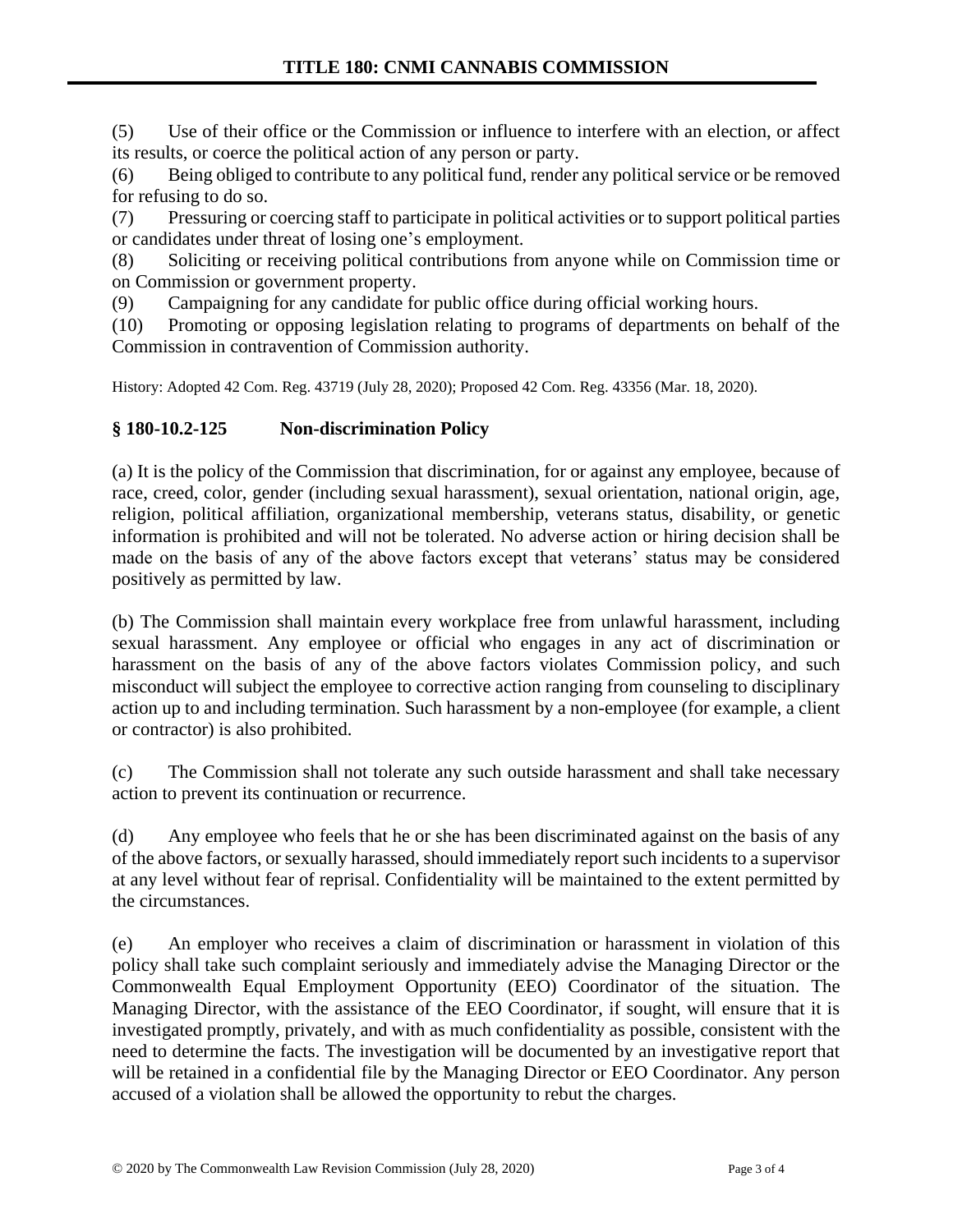(5) Use of their office or the Commission or influence to interfere with an election, or affect its results, or coerce the political action of any person or party.

(6) Being obliged to contribute to any political fund, render any political service or be removed for refusing to do so.

(7) Pressuring or coercing staff to participate in political activities or to support political parties or candidates under threat of losing one's employment.

(8) Soliciting or receiving political contributions from anyone while on Commission time or on Commission or government property.

(9) Campaigning for any candidate for public office during official working hours.

(10) Promoting or opposing legislation relating to programs of departments on behalf of the Commission in contravention of Commission authority.

History: Adopted 42 Com. Reg. 43719 (July 28, 2020); Proposed 42 Com. Reg. 43356 (Mar. 18, 2020).

### § 180-10.2-125 Non-discrimination Policy

(a) It is the policy of the Commission that discrimination, for or against any employee, because of race, creed, color, gender (including sexual harassment), sexual orientation, national origin, age, religion, political affiliation, organizational membership, veterans status, disability, or genetic information is prohibited and will not be tolerated. No adverse action or hiring decision shall be made on the basis of any of the above factors except that veterans' status may be considered positively as permitted by law.

(b) The Commission shall maintain every workplace free from unlawful harassment, including sexual harassment. Any employee or official who engages in any act of discrimination or harassment on the basis of any of the above factors violates Commission policy, and such misconduct will subject the employee to corrective action ranging from counseling to disciplinary action up to and including termination. Such harassment by a non-employee (for example, a client or contractor) is also prohibited.

(c) The Commission shall not tolerate any such outside harassment and shall take necessary action to prevent its continuation or recurrence.

(d) Any employee who feels that he or she has been discriminated against on the basis of any of the above factors, or sexually harassed, should immediately report such incidents to a supervisor at any level without fear of reprisal. Confidentiality will be maintained to the extent permitted by the circumstances.

(e) An employer who receives a claim of discrimination or harassment in violation of this policy shall take such complaint seriously and immediately advise the Managing Director or the Commonwealth Equal Employment Opportunity (EEO) Coordinator of the situation. The Managing Director, with the assistance of the EEO Coordinator, if sought, will ensure that it is investigated promptly, privately, and with as much confidentiality as possible, consistent with the need to determine the facts. The investigation will be documented by an investigative report that will be retained in a confidential file by the Managing Director or EEO Coordinator. Any person accused of a violation shall be allowed the opportunity to rebut the charges.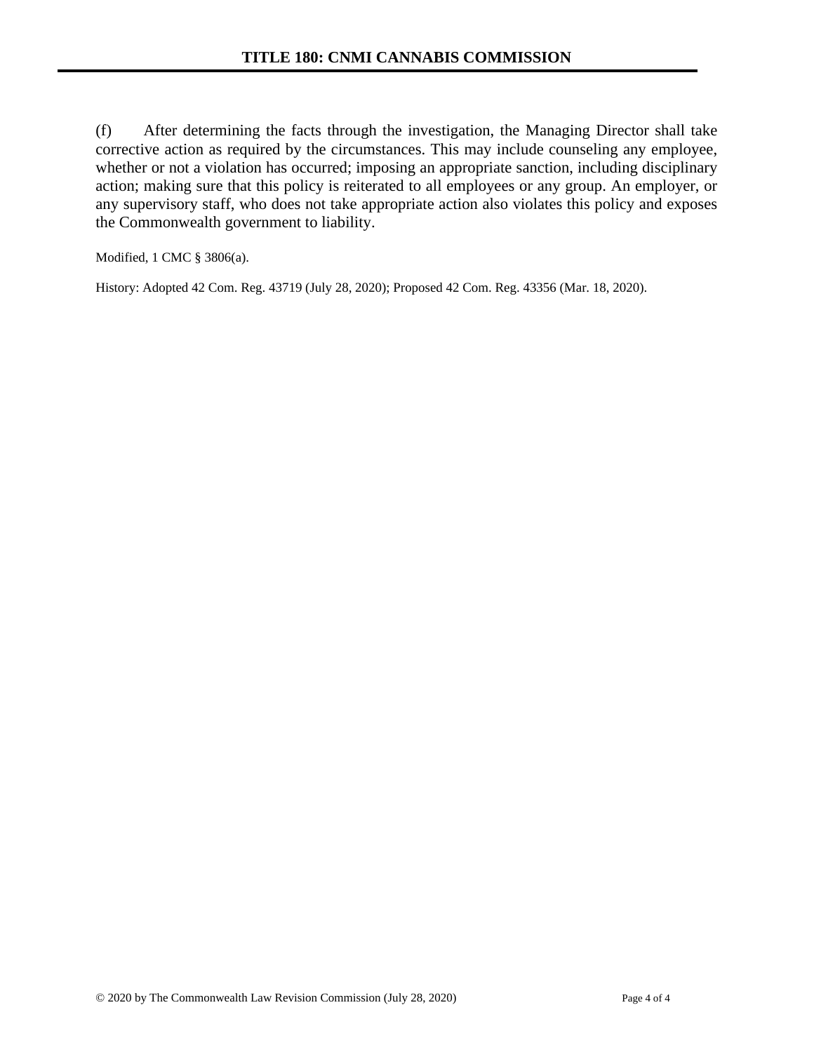(f) After determining the facts through the investigation, the Managing Director shall take corrective action as required by the circumstances. This may include counseling any employee, whether or not a violation has occurred; imposing an appropriate sanction, including disciplinary action; making sure that this policy is reiterated to all employees or any group. An employer, or any supervisory staff, who does not take appropriate action also violates this policy and exposes the Commonwealth government to liability.

Modified, 1 CMC § 3806(a).

History: Adopted 42 Com. Reg. 43719 (July 28, 2020); Proposed 42 Com. Reg. 43356 (Mar. 18, 2020).